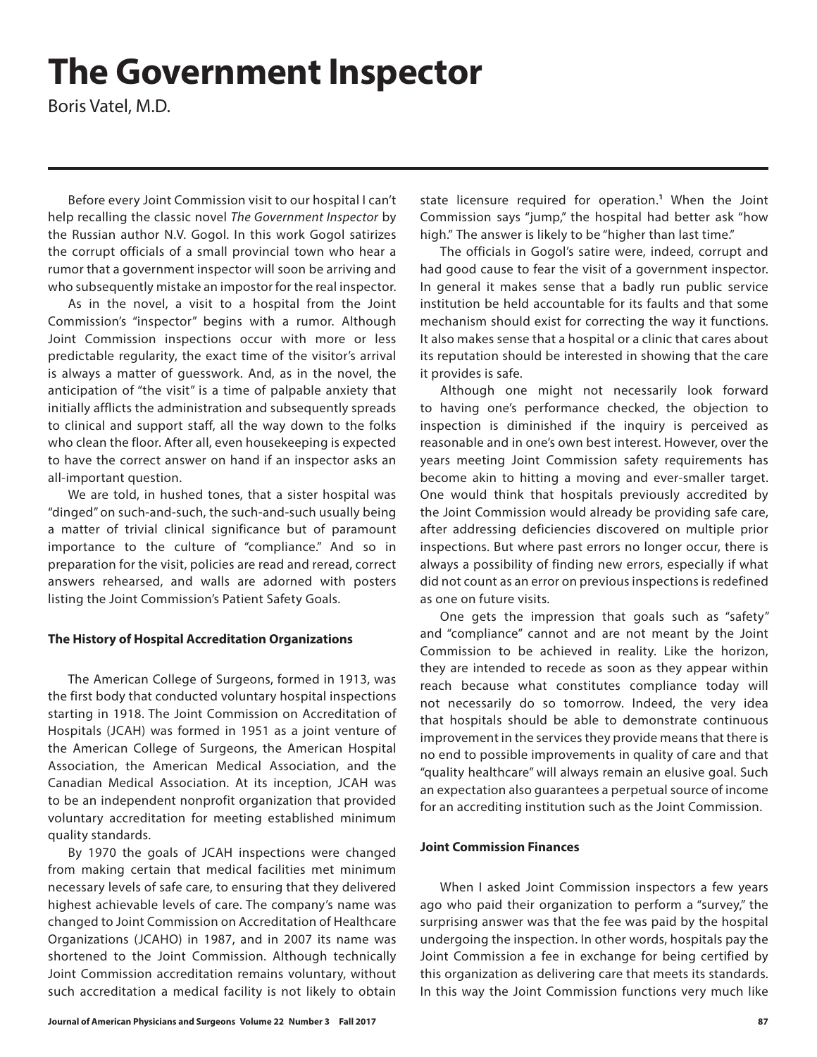# The Government Inspector

Boris Vatel, M.D.

Before every Joint Commission visit to our hospital I can't help recalling the classic novel *The Government Inspector* by the Russian author N.V. Gogol. In this work Gogol satirizes the corrupt officials of a small provincial town who hear a rumor that a government inspector will soon be arriving and who subsequently mistake an impostor for the real inspector.

As in the novel, a visit to a hospital from the Joint Commission's "inspector" begins with a rumor. Although Joint Commission inspections occur with more or less predictable regularity, the exact time of the visitor's arrival is always a matter of guesswork. And, as in the novel, the anticipation of "the visit" is a time of palpable anxiety that initially afflicts the administration and subsequently spreads to clinical and support staff, all the way down to the folks who clean the floor. After all, even housekeeping is expected to have the correct answer on hand if an inspector asks an all-important question.

We are told, in hushed tones, that a sister hospital was "dinged" on such-and-such, the such-and-such usually being a matter of trivial clinical significance but of paramount importance to the culture of "compliance." And so in preparation for the visit, policies are read and reread, correct answers rehearsed, and walls are adorned with posters listing the Joint Commission's Patient Safety Goals.

**The History of Hospital Accreditation Organizations**

The American College of Surgeons, formed in 1913, was the first body that conducted voluntary hospital inspections starting in 1918. The Joint Commission on Accreditation of Hospitals (JCAH) was formed in 1951 as a joint venture of the American College of Surgeons, the American Hospital Association, the American Medical Association, and the Canadian Medical Association. At its inception, JCAH was to be an independent nonprofit organization that provided voluntary accreditation for meeting established minimum quality standards.

By 1970 the goals of JCAH inspections were changed from making certain that medical facilities met minimum necessary levels of safe care, to ensuring that they delivered highest achievable levels of care. The company's name was changed to Joint Commission on Accreditation of Healthcare Organizations (JCAHO) in 1987, and in 2007 its name was shortened to the Joint Commission. Although technically Joint Commission accreditation remains voluntary, without such accreditation a medical facility is not likely to obtain state licensure required for operation.[1] When the Joint Commission says "jump," the hospital had better ask "how high." The answer is likely to be "higher than last time."

The officials in Gogol's satire were, indeed, corrupt and had good cause to fear the visit of a government inspector. In general it makes sense that a badly run public service institution be held accountable for its faults and that some mechanism should exist for correcting the way it functions. It also makes sense that a hospital or a clinic that cares about its reputation should be interested in showing that the care it provides is safe.

Although one might not necessarily look forward to having one's performance checked, the objection to inspection is diminished if the inquiry is perceived as reasonable and in one's own best interest. However, over the years meeting Joint Commission safety requirements has become akin to hitting a moving and ever-smaller target. One would think that hospitals previously accredited by the Joint Commission would already be providing safe care, after addressing deficiencies discovered on multiple prior inspections. But where past errors no longer occur, there is always a possibility of finding new errors, especially if what did not count as an error on previous inspections is redefined as one on future visits.

One gets the impression that goals such as "safety" and "compliance" cannot and are not meant by the Joint Commission to be achieved in reality. Like the horizon, they are intended to recede as soon as they appear within reach because what constitutes compliance today will not necessarily do so tomorrow. Indeed, the very idea that hospitals should be able to demonstrate continuous improvement in the services they provide means that there is no end to possible improvements in quality of care and that "quality healthcare" will always remain an elusive goal. Such an expectation also guarantees a perpetual source of income for an accrediting institution such as the Joint Commission.

**Joint Commission Finances**

When I asked Joint Commission inspectors a few years ago who paid their organization to perform a "survey," the surprising answer was that the fee was paid by the hospital undergoing the inspection. In other words, hospitals pay the Joint Commission a fee in exchange for being certified by this organization as delivering care that meets its standards. In this way the Joint Commission functions very much like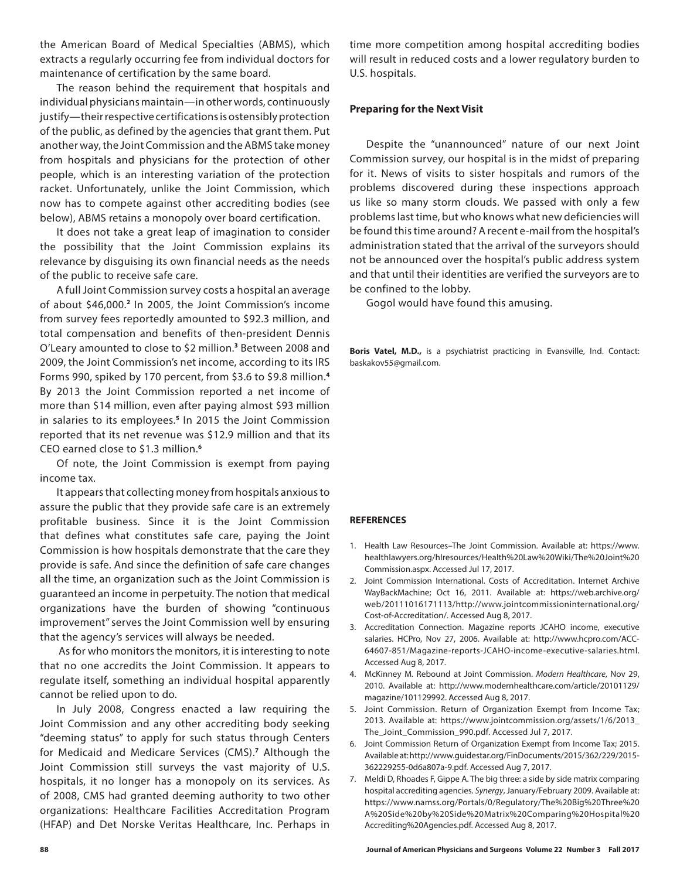the American Board of Medical Specialties (ABMS), which extracts a regularly occurring fee from individual doctors for maintenance of certification by the same board.

The reason behind the requirement that hospitals and individual physicians maintain—in other words, continuously justify—their respective certifications is ostensibly protection of the public, as defined by the agencies that grant them. Put another way, the Joint Commission and the ABMS take money from hospitals and physicians for the protection of other people, which is an interesting variation of the protection racket. Unfortunately, unlike the Joint Commission, which now has to compete against other accrediting bodies (see below), ABMS retains a monopoly over board certification.

It does not take a great leap of imagination to consider the possibility that the Joint Commission explains its relevance by disguising its own financial needs as the needs of the public to receive safe care.

A full Joint Commission survey costs a hospital an average of about $46,000.[2] In 2005, the Joint Commission's income from survey fees reportedly amounted to $92.3 million, and total compensation and benefits of then-president Dennis O'Leary amounted to close to $2 million.[3] Between 2008 and 2009, the Joint Commission's net income, according to its IRS Forms 990, spiked by 170 percent, from $3.6 to $9.8 million.[4] By 2013 the Joint Commission reported a net income of more than $14 million, even after paying almost $93 million in salaries to its employees.[5] In 2015 the Joint Commission reported that its net revenue was $12.9 million and that its CEO earned close to $1.3 million.[6]

Of note, the Joint Commission is exempt from paying income tax.

It appears that collecting money from hospitals anxious to assure the public that they provide safe care is an extremely profitable business. Since it is the Joint Commission that defines what constitutes safe care, paying the Joint Commission is how hospitals demonstrate that the care they provide is safe. And since the definition of safe care changes all the time, an organization such as the Joint Commission is guaranteed an income in perpetuity. The notion that medical organizations have the burden of showing "continuous improvement" serves the Joint Commission well by ensuring that the agency's services will always be needed.

As for who monitors the monitors, it is interesting to note that no one accredits the Joint Commission. It appears to regulate itself, something an individual hospital apparently cannot be relied upon to do.

In July 2008, Congress enacted a law requiring the Joint Commission and any other accrediting body seeking "deeming status" to apply for such status through Centers for Medicaid and Medicare Services (CMS).[7] Although the Joint Commission still surveys the vast majority of U.S. hospitals, it no longer has a monopoly on its services. As of 2008, CMS had granted deeming authority to two other organizations: Healthcare Facilities Accreditation Program (HFAP) and Det Norske Veritas Healthcare, Inc. Perhaps in time more competition among hospital accrediting bodies will result in reduced costs and a lower regulatory burden to U.S. hospitals.

## Preparing for the Next Visit

Despite the "unannounced" nature of our next Joint Commission survey, our hospital is in the midst of preparing for it. News of visits to sister hospitals and rumors of the problems discovered during these inspections approach us like so many storm clouds. We passed with only a few problems last time, but who knows what new deficiencies will be found this time around? A recent e-mail from the hospital's administration stated that the arrival of the surveyors should not be announced over the hospital's public address system and that until their identities are verified the surveyors are to be confined to the lobby.

Gogol would have found this amusing.

**Boris Vatel, M.D.,** is a psychiatrist practicing in Evansville, Ind. Contact: baskakov55@gmail.com.

## REFERENCES

1. Health Law Resources–The Joint Commission. Available at: https://www.healthlawyers.org/hlresources/Health%20Law%20Wiki/The%20Joint%20Commission.aspx. Accessed Jul 17, 2017.
2. Joint Commission International. Costs of Accreditation. Internet Archive WayBackMachine; Oct 16, 2011. Available at: https://web.archive.org/web/20111016171113/http://www.jointcommissioninternational.org/Cost-of-Accreditation/. Accessed Aug 8, 2017.
3. Accreditation Connection. Magazine reports JCAHO income, executive salaries. HCPro, Nov 27, 2006. Available at: http://www.hcpro.com/ACC-64607-851/Magazine-reports-JCAHO-income-executive-salaries.html. Accessed Aug 8, 2017.
4. McKinney M. Rebound at Joint Commission. *Modern Healthcare*, Nov 29, 2010. Available at: http://www.modernhealthcare.com/article/20101129/magazine/101129992. Accessed Aug 8, 2017.
5. Joint Commission. Return of Organization Exempt from Income Tax; 2013. Available at: https://www.jointcommission.org/assets/1/6/2013_The_Joint_Commission_990.pdf. Accessed Jul 7, 2017.
6. Joint Commission Return of Organization Exempt from Income Tax; 2015. Available at: http://www.guidestar.org/FinDocuments/2015/362/229/2015-362229255-0d6a807a-9.pdf. Accessed Aug 7, 2017.
7. Meldi D, Rhoades F, Gippe A. The big three: a side by side matrix comparing hospital accrediting agencies. *Synergy*, January/February 2009. Available at: https://www.namss.org/Portals/0/Regulatory/The%20Big%20Three%20A%20Side%20by%20Side%20Matrix%20Comparing%20Hospital%20Accrediting%20Agencies.pdf. Accessed Aug 8, 2017.